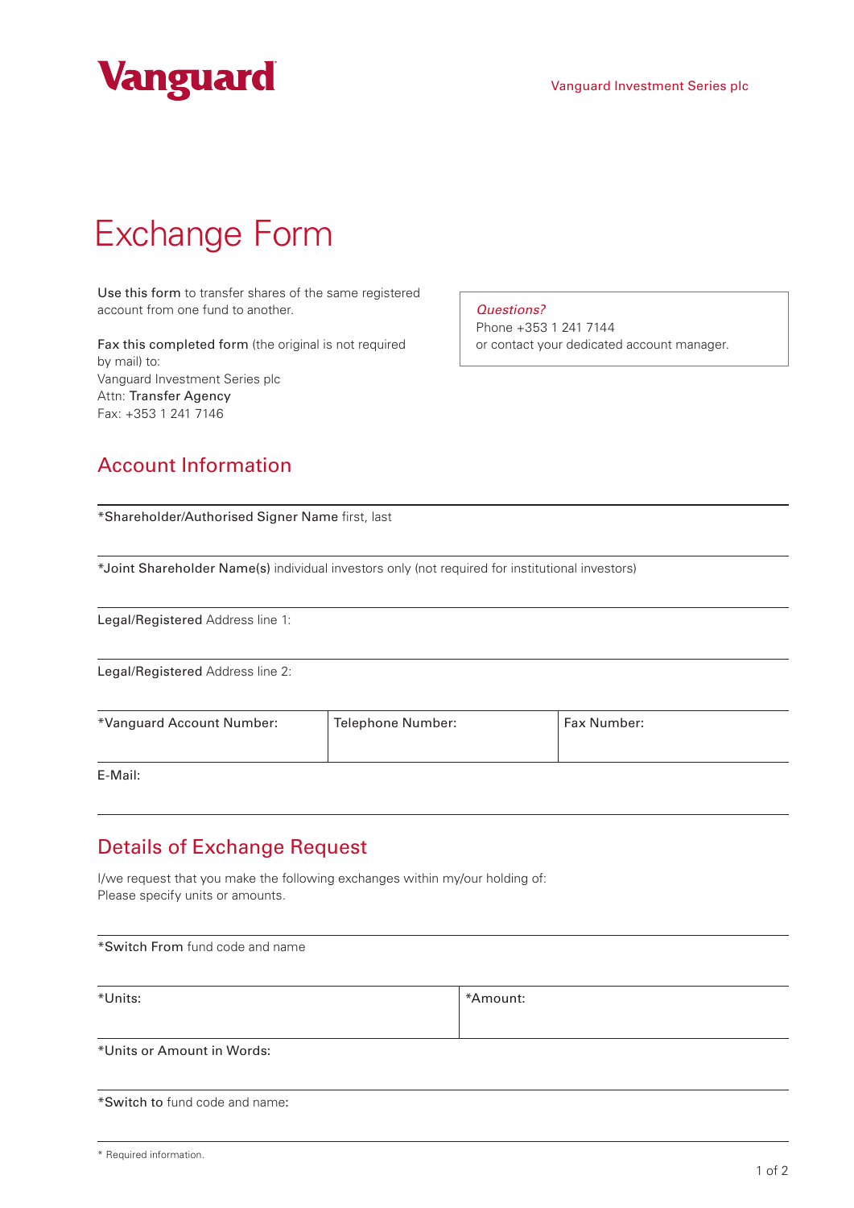Vanguard

Vanguard Investment Series plc

# Exchange Form

**Use this form** to transfer shares of the same registered account from one fund to another.

**Fax this completed form** (the original is not required by mail) to:
Vanguard Investment Series plc
Attn: **Transfer Agency**
Fax: +353 1 241 7146

> *Questions?*
> Phone +353 1 241 7144
> or contact your dedicated account manager.

## Account Information

**\*Shareholder/Authorised Signer Name** first, last

**\*Joint Shareholder Name(s)** individual investors only (not required for institutional investors)

**Legal/Registered** Address line 1:

**Legal/Registered** Address line 2:

| *Vanguard Account Number: | Telephone Number: | Fax Number: |
|---|---|---|
| | | |

E-Mail:

## Details of Exchange Request

I/we request that you make the following exchanges within my/our holding of:
Please specify units or amounts.

**\*Switch From** fund code and name

| *Units: | *Amount: |
|---|---|
| | |

**\*Units or Amount in Words:**

**\*Switch to** fund code and name:

\* Required information.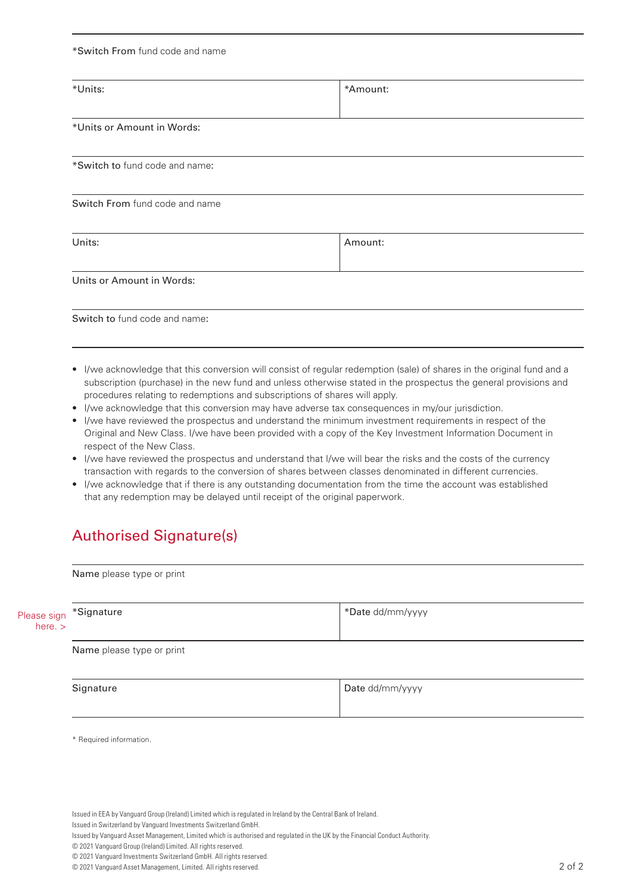*Switch From fund code and name

| *Units: | *Amount: |
|---|---|

*Units or Amount in Words:

*Switch to fund code and name:

Switch From fund code and name

| Units: | Amount: |
|---|---|

Units or Amount in Words:

Switch to fund code and name:

- I/we acknowledge that this conversion will consist of regular redemption (sale) of shares in the original fund and a subscription (purchase) in the new fund and unless otherwise stated in the prospectus the general provisions and procedures relating to redemptions and subscriptions of shares will apply.
- I/we acknowledge that this conversion may have adverse tax consequences in my/our jurisdiction.
- I/we have reviewed the prospectus and understand the minimum investment requirements in respect of the Original and New Class. I/we have been provided with a copy of the Key Investment Information Document in respect of the New Class.
- I/we have reviewed the prospectus and understand that I/we will bear the risks and the costs of the currency transaction with regards to the conversion of shares between classes denominated in different currencies.
- I/we acknowledge that if there is any outstanding documentation from the time the account was established that any redemption may be delayed until receipt of the original paperwork.

## Authorised Signature(s)

Name please type or print

Please sign here. >

| *Signature | *Date dd/mm/yyyy |
|---|---|

Name please type or print

| Signature | Date dd/mm/yyyy |
|---|---|

* Required information.

Issued in EEA by Vanguard Group (Ireland) Limited which is regulated in Ireland by the Central Bank of Ireland.
Issued in Switzerland by Vanguard Investments Switzerland GmbH.
Issued by Vanguard Asset Management, Limited which is authorised and regulated in the UK by the Financial Conduct Authority.
© 2021 Vanguard Group (Ireland) Limited. All rights reserved.
© 2021 Vanguard Investments Switzerland GmbH. All rights reserved.
© 2021 Vanguard Asset Management, Limited. All rights reserved.